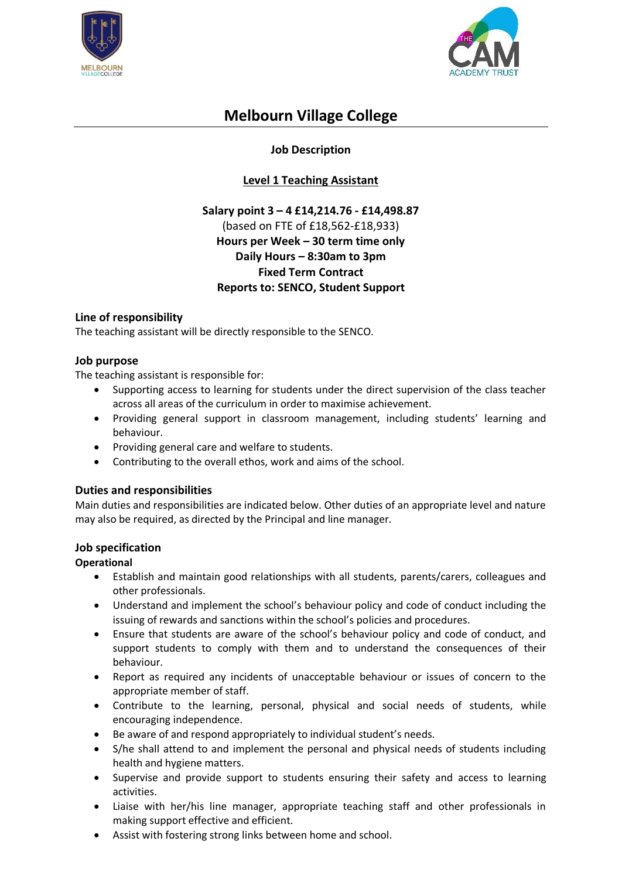# Melbourn Village College

**Job Description**

**Level 1 Teaching Assistant**

**Salary point 3 – 4 £14,214.76 - £14,498.87**
(based on FTE of £18,562-£18,933)
**Hours per Week – 30 term time only**
**Daily Hours – 8:30am to 3pm**
**Fixed Term Contract**
**Reports to: SENCO, Student Support**

## Line of responsibility

The teaching assistant will be directly responsible to the SENCO.

## Job purpose

The teaching assistant is responsible for:

- Supporting access to learning for students under the direct supervision of the class teacher across all areas of the curriculum in order to maximise achievement.
- Providing general support in classroom management, including students' learning and behaviour.
- Providing general care and welfare to students.
- Contributing to the overall ethos, work and aims of the school.

## Duties and responsibilities

Main duties and responsibilities are indicated below. Other duties of an appropriate level and nature may also be required, as directed by the Principal and line manager.

## Job specification

### Operational

- Establish and maintain good relationships with all students, parents/carers, colleagues and other professionals.
- Understand and implement the school's behaviour policy and code of conduct including the issuing of rewards and sanctions within the school's policies and procedures.
- Ensure that students are aware of the school's behaviour policy and code of conduct, and support students to comply with them and to understand the consequences of their behaviour.
- Report as required any incidents of unacceptable behaviour or issues of concern to the appropriate member of staff.
- Contribute to the learning, personal, physical and social needs of students, while encouraging independence.
- Be aware of and respond appropriately to individual student's needs.
- S/he shall attend to and implement the personal and physical needs of students including health and hygiene matters.
- Supervise and provide support to students ensuring their safety and access to learning activities.
- Liaise with her/his line manager, appropriate teaching staff and other professionals in making support effective and efficient.
- Assist with fostering strong links between home and school.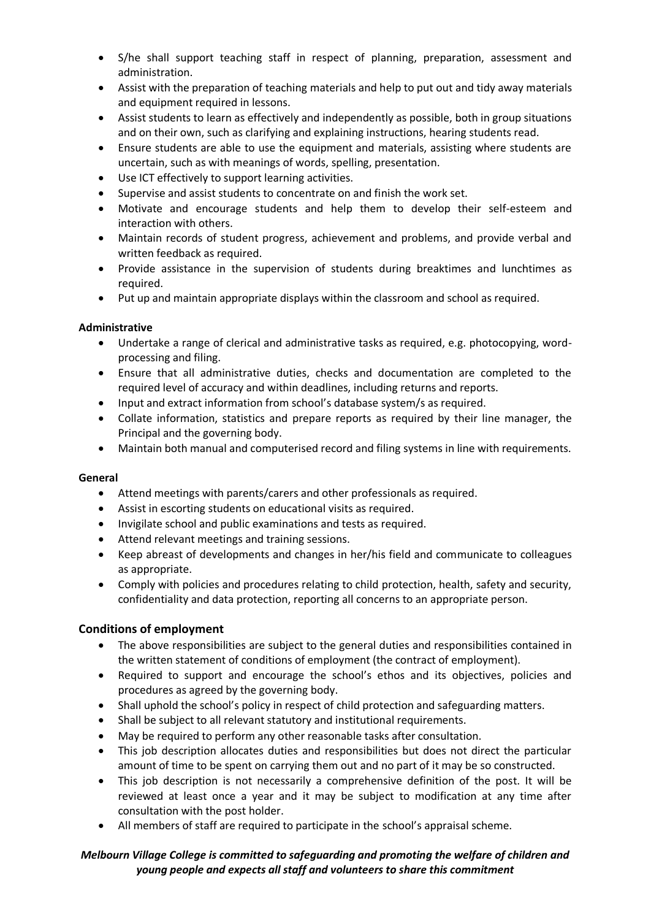- S/he shall support teaching staff in respect of planning, preparation, assessment and administration.
- Assist with the preparation of teaching materials and help to put out and tidy away materials and equipment required in lessons.
- Assist students to learn as effectively and independently as possible, both in group situations and on their own, such as clarifying and explaining instructions, hearing students read.
- Ensure students are able to use the equipment and materials, assisting where students are uncertain, such as with meanings of words, spelling, presentation.
- Use ICT effectively to support learning activities.
- Supervise and assist students to concentrate on and finish the work set.
- Motivate and encourage students and help them to develop their self-esteem and interaction with others.
- Maintain records of student progress, achievement and problems, and provide verbal and written feedback as required.
- Provide assistance in the supervision of students during breaktimes and lunchtimes as required.
- Put up and maintain appropriate displays within the classroom and school as required.

**Administrative**

- Undertake a range of clerical and administrative tasks as required, e.g. photocopying, word-processing and filing.
- Ensure that all administrative duties, checks and documentation are completed to the required level of accuracy and within deadlines, including returns and reports.
- Input and extract information from school's database system/s as required.
- Collate information, statistics and prepare reports as required by their line manager, the Principal and the governing body.
- Maintain both manual and computerised record and filing systems in line with requirements.

**General**

- Attend meetings with parents/carers and other professionals as required.
- Assist in escorting students on educational visits as required.
- Invigilate school and public examinations and tests as required.
- Attend relevant meetings and training sessions.
- Keep abreast of developments and changes in her/his field and communicate to colleagues as appropriate.
- Comply with policies and procedures relating to child protection, health, safety and security, confidentiality and data protection, reporting all concerns to an appropriate person.

## Conditions of employment

- The above responsibilities are subject to the general duties and responsibilities contained in the written statement of conditions of employment (the contract of employment).
- Required to support and encourage the school's ethos and its objectives, policies and procedures as agreed by the governing body.
- Shall uphold the school's policy in respect of child protection and safeguarding matters.
- Shall be subject to all relevant statutory and institutional requirements.
- May be required to perform any other reasonable tasks after consultation.
- This job description allocates duties and responsibilities but does not direct the particular amount of time to be spent on carrying them out and no part of it may be so constructed.
- This job description is not necessarily a comprehensive definition of the post. It will be reviewed at least once a year and it may be subject to modification at any time after consultation with the post holder.
- All members of staff are required to participate in the school's appraisal scheme.

***Melbourn Village College is committed to safeguarding and promoting the welfare of children and young people and expects all staff and volunteers to share this commitment***